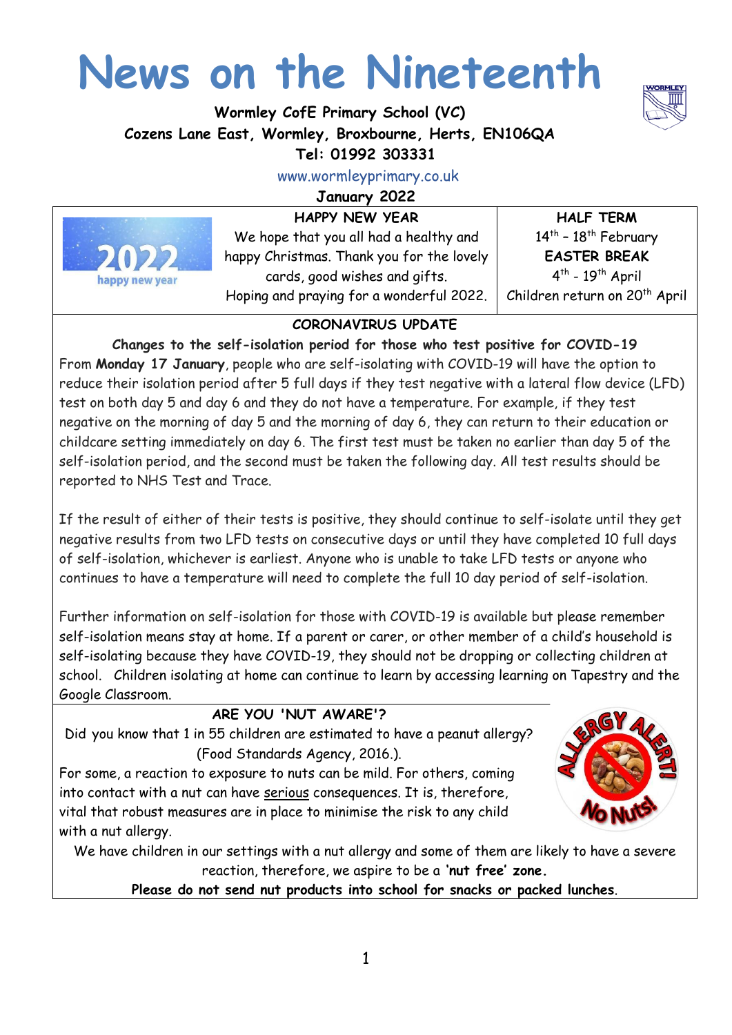# News on the Nineteenth

**Wormley CofE Primary School (VC)**
**Cozens Lane East, Wormley, Broxbourne, Herts, EN106QA**
**Tel: 01992 303331**
www.wormleyprimary.co.uk
**January 2022**

**HAPPY NEW YEAR**

We hope that you all had a healthy and happy Christmas. Thank you for the lovely cards, good wishes and gifts.
Hoping and praying for a wonderful 2022.

**HALF TERM**
14th – 18th February
**EASTER BREAK**
4th - 19th April
Children return on 20th April

## CORONAVIRUS UPDATE

**Changes to the self-isolation period for those who test positive for COVID-19**

From **Monday 17 January**, people who are self-isolating with COVID-19 will have the option to reduce their isolation period after 5 full days if they test negative with a lateral flow device (LFD) test on both day 5 and day 6 and they do not have a temperature. For example, if they test negative on the morning of day 5 and the morning of day 6, they can return to their education or childcare setting immediately on day 6. The first test must be taken no earlier than day 5 of the self-isolation period, and the second must be taken the following day. All test results should be reported to NHS Test and Trace.

If the result of either of their tests is positive, they should continue to self-isolate until they get negative results from two LFD tests on consecutive days or until they have completed 10 full days of self-isolation, whichever is earliest. Anyone who is unable to take LFD tests or anyone who continues to have a temperature will need to complete the full 10 day period of self-isolation.

Further information on self-isolation for those with COVID-19 is available but please remember self-isolation means stay at home. If a parent or carer, or other member of a child's household is self-isolating because they have COVID-19, they should not be dropping or collecting children at school. Children isolating at home can continue to learn by accessing learning on Tapestry and the Google Classroom.

## ARE YOU 'NUT AWARE'?

Did you know that 1 in 55 children are estimated to have a peanut allergy? (Food Standards Agency, 2016.).

For some, a reaction to exposure to nuts can be mild. For others, coming into contact with a nut can have serious consequences. It is, therefore, vital that robust measures are in place to minimise the risk to any child with a nut allergy.

We have children in our settings with a nut allergy and some of them are likely to have a severe reaction, therefore, we aspire to be a **'nut free' zone.**

**Please do not send nut products into school for snacks or packed lunches.**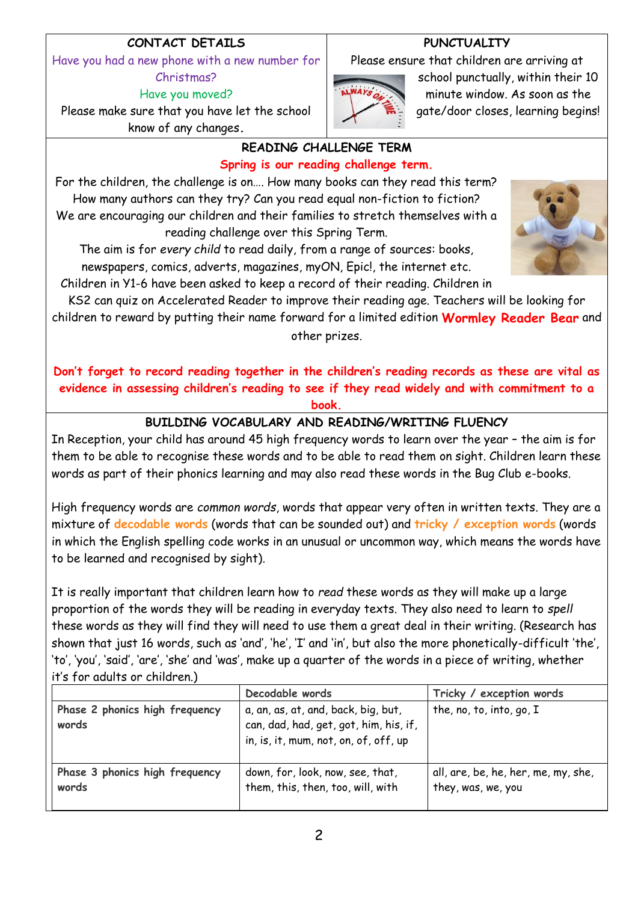## CONTACT DETAILS

Have you had a new phone with a new number for Christmas?

Have you moved?

Please make sure that you have let the school know of any changes.

## PUNCTUALITY

Please ensure that children are arriving at school punctually, within their 10 minute window. As soon as the gate/door closes, learning begins!

## READING CHALLENGE TERM

**Spring is our reading challenge term.**

For the children, the challenge is on…. How many books can they read this term? How many authors can they try? Can you read equal non-fiction to fiction? We are encouraging our children and their families to stretch themselves with a reading challenge over this Spring Term.

The aim is for *every child* to read daily, from a range of sources: books, newspapers, comics, adverts, magazines, myON, Epic!, the internet etc.

Children in Y1-6 have been asked to keep a record of their reading. Children in KS2 can quiz on Accelerated Reader to improve their reading age. Teachers will be looking for children to reward by putting their name forward for a limited edition **Wormley Reader Bear** and other prizes.

**Don't forget to record reading together in the children's reading records as these are vital as evidence in assessing children's reading to see if they read widely and with commitment to a book.**

## BUILDING VOCABULARY AND READING/WRITING FLUENCY

In Reception, your child has around 45 high frequency words to learn over the year – the aim is for them to be able to recognise these words and to be able to read them on sight. Children learn these words as part of their phonics learning and may also read these words in the Bug Club e-books.

High frequency words are *common words*, words that appear very often in written texts. They are a mixture of decodable words (words that can be sounded out) and tricky / exception words (words in which the English spelling code works in an unusual or uncommon way, which means the words have to be learned and recognised by sight).

It is really important that children learn how to *read* these words as they will make up a large proportion of the words they will be reading in everyday texts. They also need to learn to *spell* these words as they will find they will need to use them a great deal in their writing. (Research has shown that just 16 words, such as 'and', 'he', 'I' and 'in', but also the more phonetically-difficult 'the', 'to', 'you', 'said', 'are', 'she' and 'was', make up a quarter of the words in a piece of writing, whether it's for adults or children.)

| | Decodable words | Tricky / exception words |
|---|---|---|
| **Phase 2 phonics high frequency words** | a, an, as, at, and, back, big, but, can, dad, had, get, got, him, his, if, in, is, it, mum, not, on, of, off, up | the, no, to, into, go, I |
| **Phase 3 phonics high frequency words** | down, for, look, now, see, that, them, this, then, too, will, with | all, are, be, he, her, me, my, she, they, was, we, you |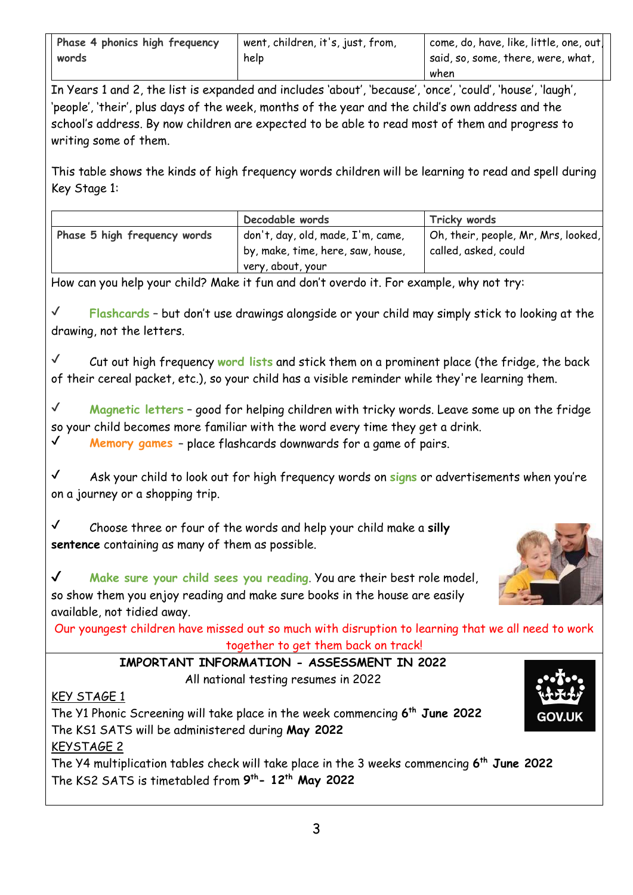| Phase 4 phonics high frequency words | went, children, it's, just, from, help | come, do, have, like, little, one, out, said, so, some, there, were, what, when |
| --- | --- | --- |

In Years 1 and 2, the list is expanded and includes 'about', 'because', 'once', 'could', 'house', 'laugh', 'people', 'their', plus days of the week, months of the year and the child's own address and the school's address. By now children are expected to be able to read most of them and progress to writing some of them.

This table shows the kinds of high frequency words children will be learning to read and spell during Key Stage 1:

| | Decodable words | Tricky words |
| --- | --- | --- |
| Phase 5 high frequency words | don't, day, old, made, I'm, came, by, make, time, here, saw, house, very, about, your | Oh, their, people, Mr, Mrs, looked, called, asked, could |

How can you help your child? Make it fun and don't overdo it. For example, why not try:

✓ **Flashcards** – but don't use drawings alongside or your child may simply stick to looking at the drawing, not the letters.

✓ Cut out high frequency **word lists** and stick them on a prominent place (the fridge, the back of their cereal packet, etc.), so your child has a visible reminder while they're learning them.

✓ **Magnetic letters** – good for helping children with tricky words. Leave some up on the fridge so your child becomes more familiar with the word every time they get a drink.

✓ **Memory games** – place flashcards downwards for a game of pairs.

✓ Ask your child to look out for high frequency words on **signs** or advertisements when you're on a journey or a shopping trip.

✓ Choose three or four of the words and help your child make a **silly sentence** containing as many of them as possible.

✓ **Make sure your child sees you reading**. You are their best role model, so show them you enjoy reading and make sure books in the house are easily available, not tidied away.

Our youngest children have missed out so much with disruption to learning that we all need to work together to get them back on track!

## IMPORTANT INFORMATION - ASSESSMENT IN 2022

All national testing resumes in 2022

KEY STAGE 1

The Y1 Phonic Screening will take place in the week commencing 6th **June 2022**

The KS1 SATS will be administered during **May 2022**

KEYSTAGE 2

The Y4 multiplication tables check will take place in the 3 weeks commencing 6th **June 2022**

The KS2 SATS is timetabled from **9th- 12th May 2022**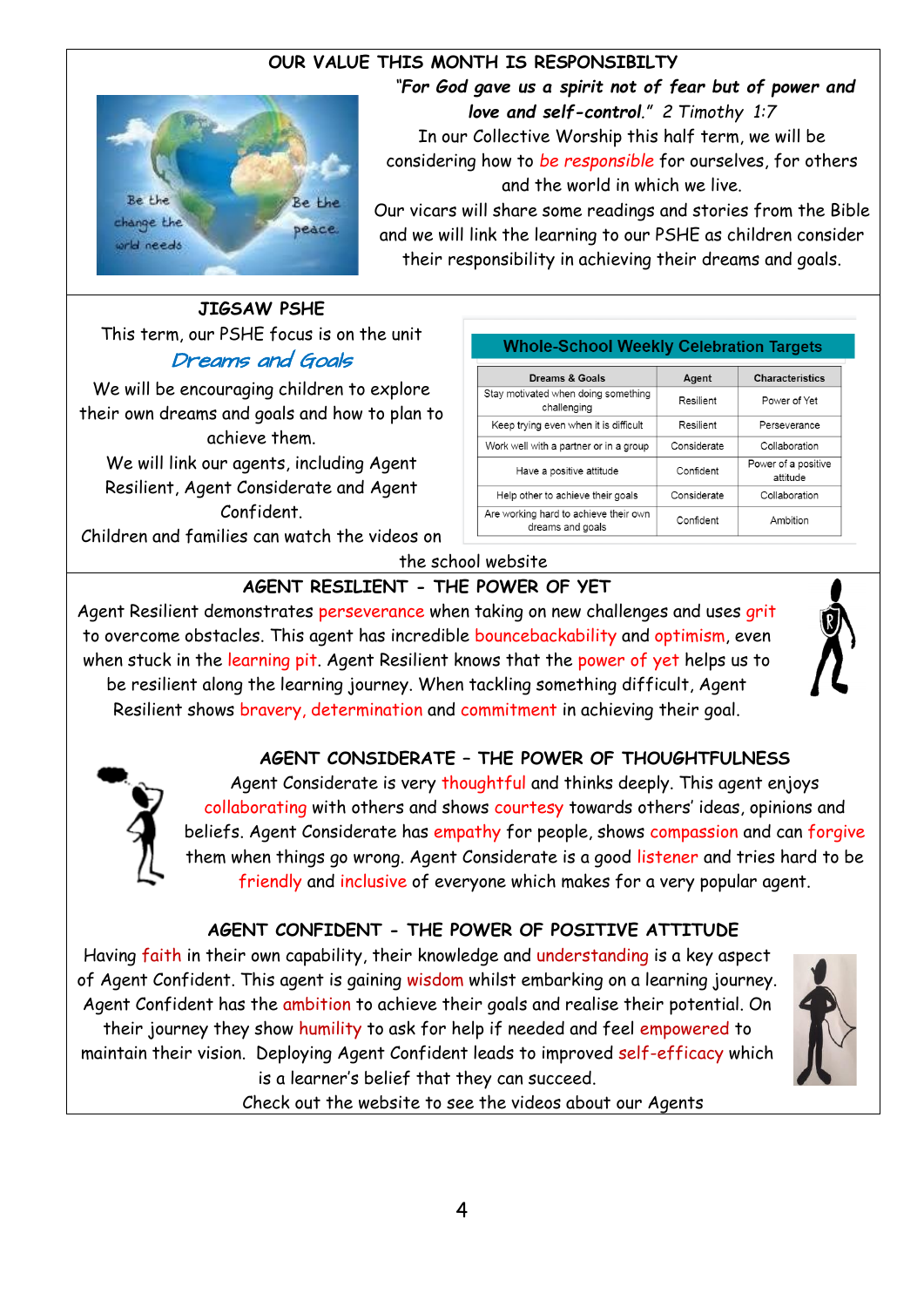## OUR VALUE THIS MONTH IS RESPONSIBILTY

***"For God gave us a spirit not of fear but of power and love and self-control."*** *2 Timothy 1:7*

In our Collective Worship this half term, we will be considering how to be responsible for ourselves, for others and the world in which we live.

Our vicars will share some readings and stories from the Bible and we will link the learning to our PSHE as children consider their responsibility in achieving their dreams and goals.

## JIGSAW PSHE

This term, our PSHE focus is on the unit

*Dreams and Goals*

We will be encouraging children to explore their own dreams and goals and how to plan to achieve them.

We will link our agents, including Agent Resilient, Agent Considerate and Agent Confident.

Children and families can watch the videos on the school website

**Whole-School Weekly Celebration Targets**

| Dreams & Goals | Agent | Characteristics |
|---|---|---|
| Stay motivated when doing something challenging | Resilient | Power of Yet |
| Keep trying even when it is difficult | Resilient | Perseverance |
| Work well with a partner or in a group | Considerate | Collaboration |
| Have a positive attitude | Confident | Power of a positive attitude |
| Help other to achieve their goals | Considerate | Collaboration |
| Are working hard to achieve their own dreams and goals | Confident | Ambition |

## AGENT RESILIENT - THE POWER OF YET

Agent Resilient demonstrates perseverance when taking on new challenges and uses grit to overcome obstacles. This agent has incredible bouncebackability and optimism, even when stuck in the learning pit. Agent Resilient knows that the power of yet helps us to be resilient along the learning journey. When tackling something difficult, Agent Resilient shows bravery, determination and commitment in achieving their goal.

## AGENT CONSIDERATE – THE POWER OF THOUGHTFULNESS

Agent Considerate is very thoughtful and thinks deeply. This agent enjoys collaborating with others and shows courtesy towards others' ideas, opinions and beliefs. Agent Considerate has empathy for people, shows compassion and can forgive them when things go wrong. Agent Considerate is a good listener and tries hard to be friendly and inclusive of everyone which makes for a very popular agent.

## AGENT CONFIDENT - THE POWER OF POSITIVE ATTITUDE

Having faith in their own capability, their knowledge and understanding is a key aspect of Agent Confident. This agent is gaining wisdom whilst embarking on a learning journey. Agent Confident has the ambition to achieve their goals and realise their potential. On their journey they show humility to ask for help if needed and feel empowered to maintain their vision. Deploying Agent Confident leads to improved self-efficacy which is a learner's belief that they can succeed.

Check out the website to see the videos about our Agents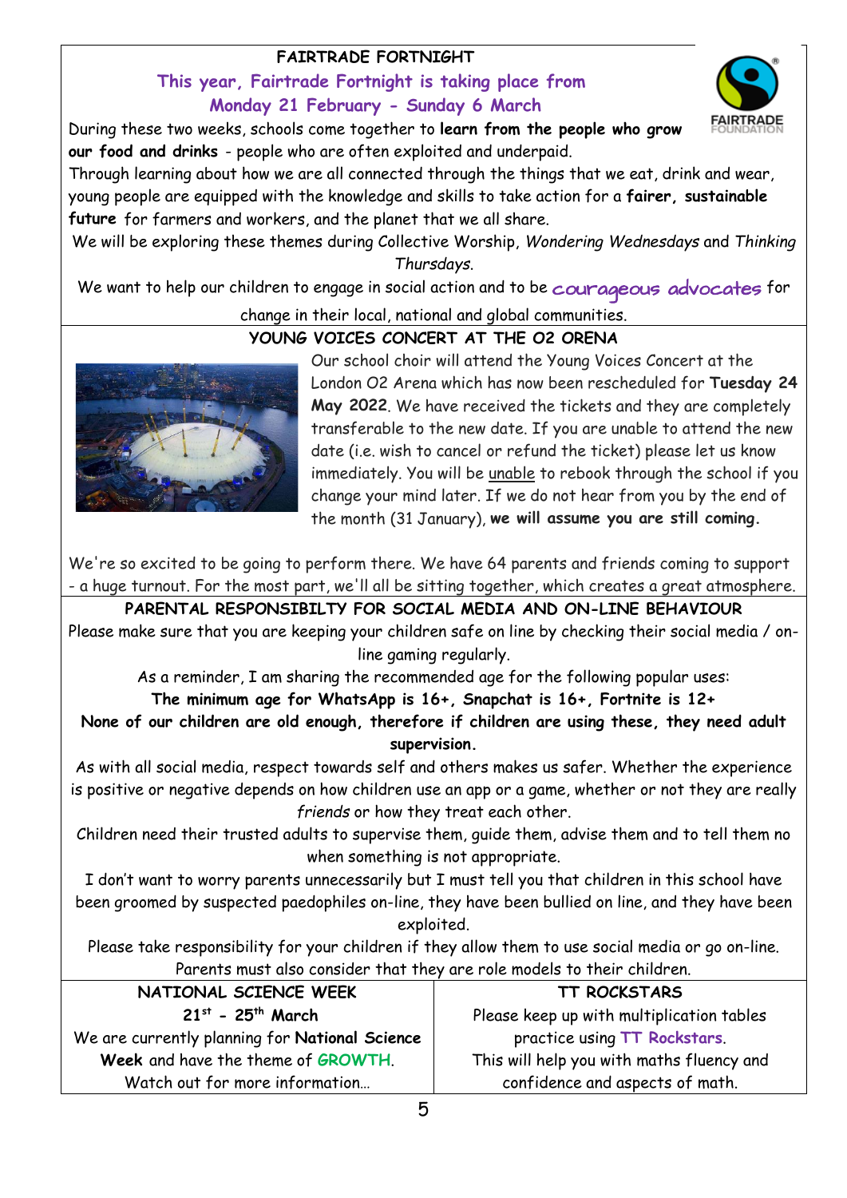## FAIRTRADE FORTNIGHT

**This year, Fairtrade Fortnight is taking place from Monday 21 February - Sunday 6 March**

During these two weeks, schools come together to **learn from the people who grow our food and drinks** - people who are often exploited and underpaid.

Through learning about how we are all connected through the things that we eat, drink and wear, young people are equipped with the knowledge and skills to take action for a **fairer, sustainable future** for farmers and workers, and the planet that we all share.

We will be exploring these themes during Collective Worship, *Wondering Wednesdays* and *Thinking Thursdays*.

We want to help our children to engage in social action and to be courageous advocates for change in their local, national and global communities.

## YOUNG VOICES CONCERT AT THE O2 ORENA

Our school choir will attend the Young Voices Concert at the London O2 Arena which has now been rescheduled for **Tuesday 24 May 2022**. We have received the tickets and they are completely transferable to the new date. If you are unable to attend the new date (i.e. wish to cancel or refund the ticket) please let us know immediately. You will be unable to rebook through the school if you change your mind later. If we do not hear from you by the end of the month (31 January), **we will assume you are still coming.**

We're so excited to be going to perform there. We have 64 parents and friends coming to support - a huge turnout. For the most part, we'll all be sitting together, which creates a great atmosphere.

## PARENTAL RESPONSIBILTY FOR SOCIAL MEDIA AND ON-LINE BEHAVIOUR

Please make sure that you are keeping your children safe on line by checking their social media / on-line gaming regularly.

As a reminder, I am sharing the recommended age for the following popular uses:

**The minimum age for WhatsApp is 16+, Snapchat is 16+, Fortnite is 12+**

**None of our children are old enough, therefore if children are using these, they need adult supervision.**

As with all social media, respect towards self and others makes us safer. Whether the experience is positive or negative depends on how children use an app or a game, whether or not they are really *friends* or how they treat each other.

Children need their trusted adults to supervise them, guide them, advise them and to tell them no when something is not appropriate.

I don't want to worry parents unnecessarily but I must tell you that children in this school have been groomed by suspected paedophiles on-line, they have been bullied on line, and they have been exploited.

Please take responsibility for your children if they allow them to use social media or go on-line. Parents must also consider that they are role models to their children.

## NATIONAL SCIENCE WEEK

**21st - 25th March**

We are currently planning for **National Science Week** and have the theme of **GROWTH**.

Watch out for more information…

## TT ROCKSTARS

Please keep up with multiplication tables practice using **TT Rockstars**.

This will help you with maths fluency and confidence and aspects of math.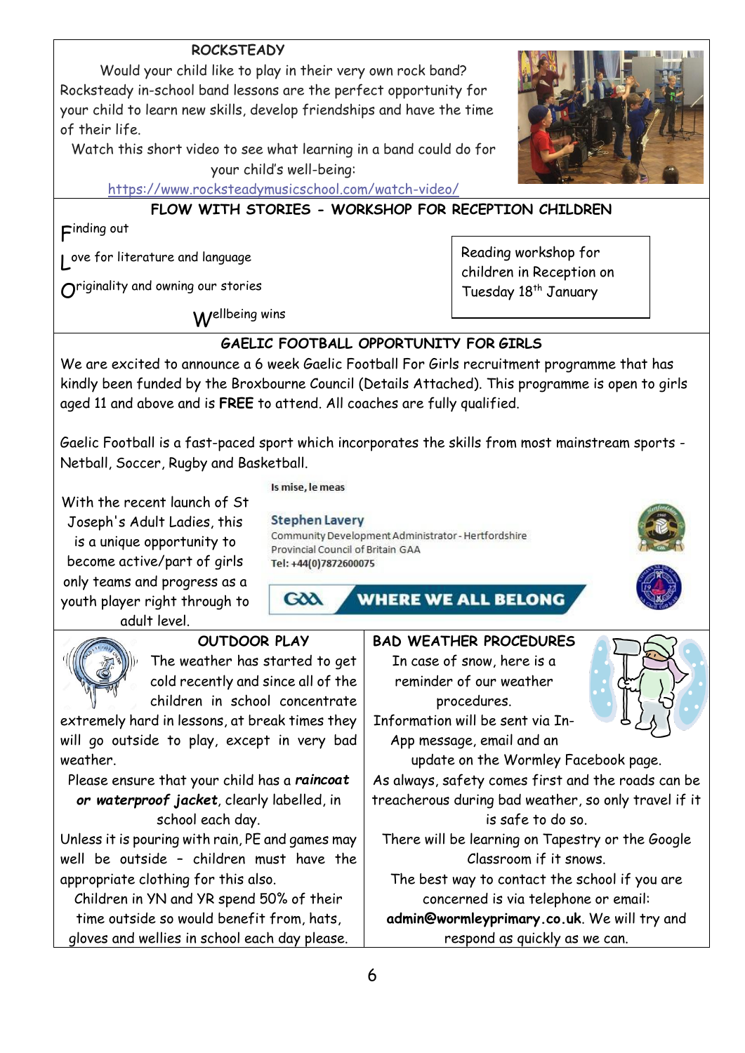## ROCKSTEADY

Would your child like to play in their very own rock band? Rocksteady in-school band lessons are the perfect opportunity for your child to learn new skills, develop friendships and have the time of their life.

Watch this short video to see what learning in a band could do for your child's well-being:

https://www.rocksteadymusicschool.com/watch-video/

## FLOW WITH STORIES - WORKSHOP FOR RECEPTION CHILDREN

Finding out

Love for literature and language

Originality and owning our stories

Wellbeing wins

Reading workshop for children in Reception on Tuesday 18th January

## GAELIC FOOTBALL OPPORTUNITY FOR GIRLS

We are excited to announce a 6 week Gaelic Football For Girls recruitment programme that has kindly been funded by the Broxbourne Council (Details Attached). This programme is open to girls aged 11 and above and is **FREE** to attend. All coaches are fully qualified.

Gaelic Football is a fast-paced sport which incorporates the skills from most mainstream sports - Netball, Soccer, Rugby and Basketball.

With the recent launch of St Joseph's Adult Ladies, this is a unique opportunity to become active/part of girls only teams and progress as a youth player right through to adult level.

Is mise, le meas

**Stephen Lavery**
Community Development Administrator - Hertfordshire Provincial Council of Britain GAA
**Tel: +44(0)7872600075**

GAA WHERE WE ALL BELONG

## OUTDOOR PLAY

The weather has started to get cold recently and since all of the children in school concentrate extremely hard in lessons, at break times they will go outside to play, except in very bad weather.

Please ensure that your child has a ***raincoat or waterproof jacket***, clearly labelled, in school each day.

Unless it is pouring with rain, PE and games may well be outside – children must have the appropriate clothing for this also.

Children in YN and YR spend 50% of their time outside so would benefit from, hats, gloves and wellies in school each day please.

## BAD WEATHER PROCEDURES

In case of snow, here is a reminder of our weather procedures.

Information will be sent via In-App message, email and an update on the Wormley Facebook page.

As always, safety comes first and the roads can be treacherous during bad weather, so only travel if it is safe to do so.

There will be learning on Tapestry or the Google Classroom if it snows.

The best way to contact the school if you are concerned is via telephone or email: **admin@wormleyprimary.co.uk**. We will try and respond as quickly as we can.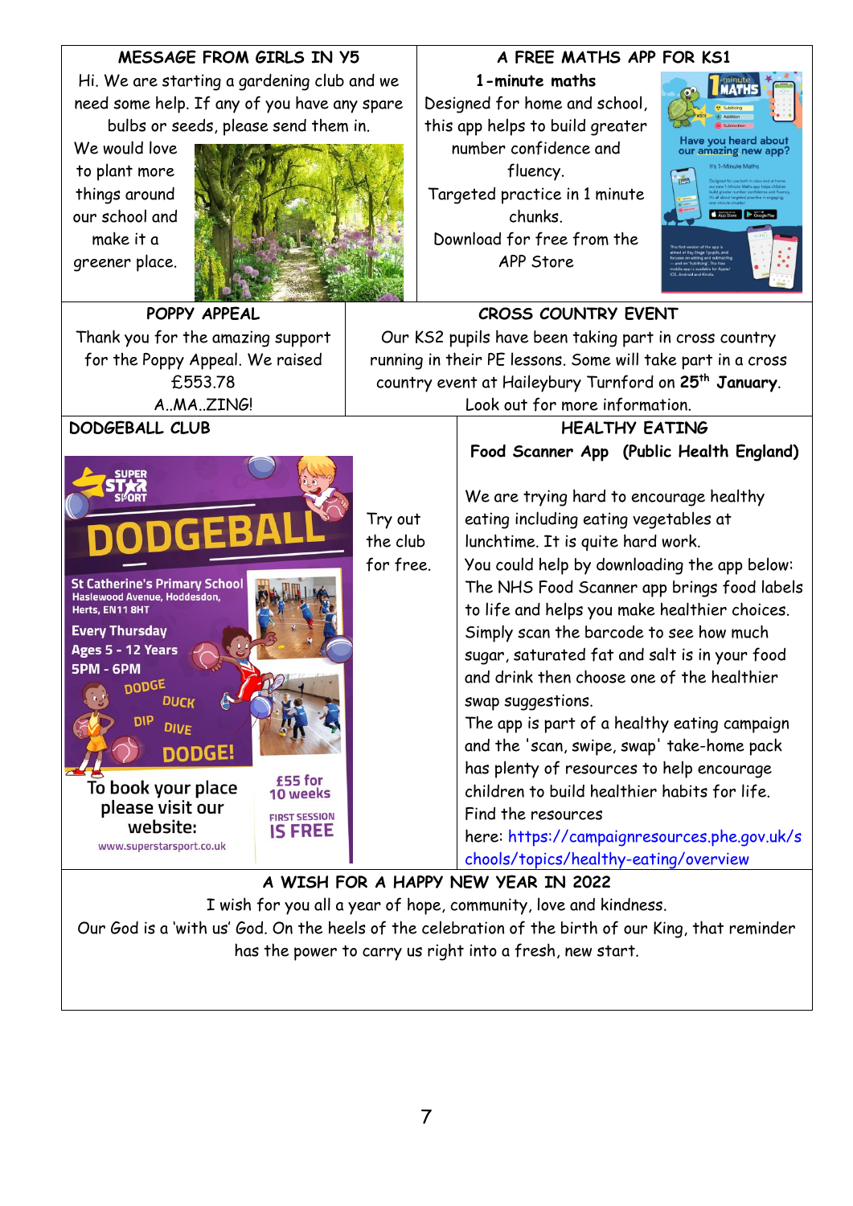## MESSAGE FROM GIRLS IN Y5

Hi. We are starting a gardening club and we need some help. If any of you have any spare bulbs or seeds, please send them in.

We would love to plant more things around our school and make it a greener place.

## A FREE MATHS APP FOR KS1

**1-minute maths**

Designed for home and school, this app helps to build greater number confidence and fluency.

Targeted practice in 1 minute chunks.

Download for free from the APP Store

## POPPY APPEAL

Thank you for the amazing support for the Poppy Appeal. We raised £553.78

A..MA..ZING!

## CROSS COUNTRY EVENT

Our KS2 pupils have been taking part in cross country running in their PE lessons. Some will take part in a cross country event at Haileybury Turnford on 25th **January**. Look out for more information.

## DODGEBALL CLUB

SUPER STAR SPORT

DODGEBALL

St Catherine's Primary School
Haslewood Avenue, Hoddesdon, Herts, EN11 8HT

Every Thursday
Ages 5 - 12 Years
5PM - 6PM

DODGE DUCK DIP DIVE DODGE!

To book your place please visit our website:
www.superstarsport.co.uk

£55 for 10 weeks

FIRST SESSION IS FREE

Try out the club for free.

## HEALTHY EATING

**Food Scanner App (Public Health England)**

We are trying hard to encourage healthy eating including eating vegetables at lunchtime. It is quite hard work.

You could help by downloading the app below:

The NHS Food Scanner app brings food labels to life and helps you make healthier choices. Simply scan the barcode to see how much sugar, saturated fat and salt is in your food and drink then choose one of the healthier swap suggestions.

The app is part of a healthy eating campaign and the 'scan, swipe, swap' take-home pack has plenty of resources to help encourage children to build healthier habits for life.

Find the resources here: https://campaignresources.phe.gov.uk/schools/topics/healthy-eating/overview

## A WISH FOR A HAPPY NEW YEAR IN 2022

I wish for you all a year of hope, community, love and kindness.

Our God is a 'with us' God. On the heels of the celebration of the birth of our King, that reminder has the power to carry us right into a fresh, new start.